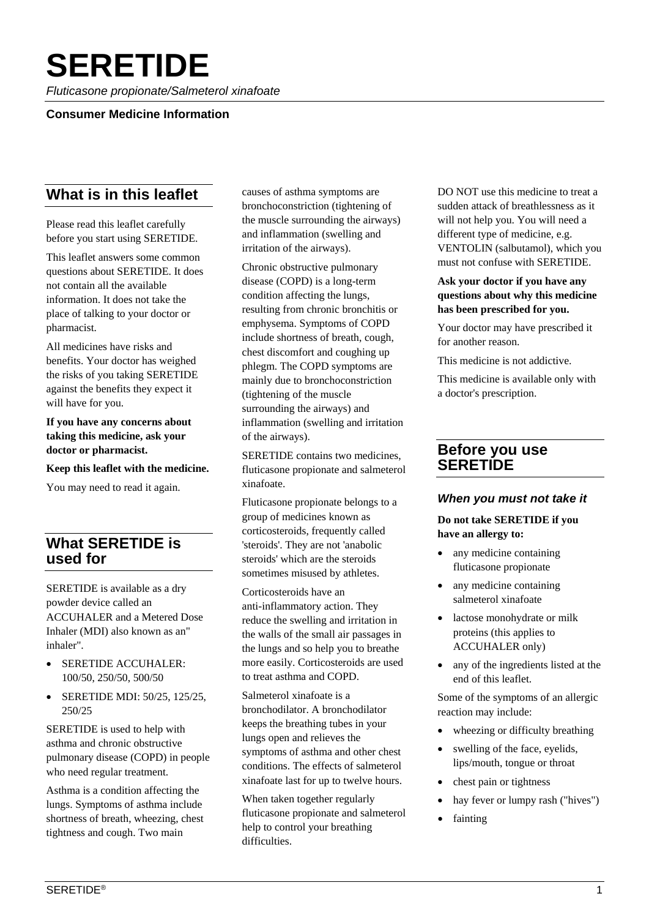# SERETIDE

*Fluticasone propionate/Salmeterol xinafoate*

**Consumer Medicine Information**

## What is in this leaflet

Please read this leaflet carefully before you start using SERETIDE.

This leaflet answers some common questions about SERETIDE. It does not contain all the available information. It does not take the place of talking to your doctor or pharmacist.

All medicines have risks and benefits. Your doctor has weighed the risks of you taking SERETIDE against the benefits they expect it will have for you.

**If you have any concerns about taking this medicine, ask your doctor or pharmacist.**

**Keep this leaflet with the medicine.**

You may need to read it again.

## What SERETIDE is used for

SERETIDE is available as a dry powder device called an ACCUHALER and a Metered Dose Inhaler (MDI) also known as an" inhaler".

- SERETIDE ACCUHALER: 100/50, 250/50, 500/50
- SERETIDE MDI: 50/25, 125/25, 250/25

SERETIDE is used to help with asthma and chronic obstructive pulmonary disease (COPD) in people who need regular treatment.

Asthma is a condition affecting the lungs. Symptoms of asthma include shortness of breath, wheezing, chest tightness and cough. Two main causes of asthma symptoms are bronchoconstriction (tightening of the muscle surrounding the airways) and inflammation (swelling and irritation of the airways).

Chronic obstructive pulmonary disease (COPD) is a long-term condition affecting the lungs, resulting from chronic bronchitis or emphysema. Symptoms of COPD include shortness of breath, cough, chest discomfort and coughing up phlegm. The COPD symptoms are mainly due to bronchoconstriction (tightening of the muscle surrounding the airways) and inflammation (swelling and irritation of the airways).

SERETIDE contains two medicines, fluticasone propionate and salmeterol xinafoate.

Fluticasone propionate belongs to a group of medicines known as corticosteroids, frequently called 'steroids'. They are not 'anabolic steroids' which are the steroids sometimes misused by athletes.

Corticosteroids have an anti-inflammatory action. They reduce the swelling and irritation in the walls of the small air passages in the lungs and so help you to breathe more easily. Corticosteroids are used to treat asthma and COPD.

Salmeterol xinafoate is a bronchodilator. A bronchodilator keeps the breathing tubes in your lungs open and relieves the symptoms of asthma and other chest conditions. The effects of salmeterol xinafoate last for up to twelve hours.

When taken together regularly fluticasone propionate and salmeterol help to control your breathing difficulties.

DO NOT use this medicine to treat a sudden attack of breathlessness as it will not help you. You will need a different type of medicine, e.g. VENTOLIN (salbutamol), which you must not confuse with SERETIDE.

**Ask your doctor if you have any questions about why this medicine has been prescribed for you.**

Your doctor may have prescribed it for another reason.

This medicine is not addictive.

This medicine is available only with a doctor's prescription.

## Before you use SERETIDE

### *When you must not take it*

**Do not take SERETIDE if you have an allergy to:**

- any medicine containing fluticasone propionate
- any medicine containing salmeterol xinafoate
- lactose monohydrate or milk proteins (this applies to ACCUHALER only)
- any of the ingredients listed at the end of this leaflet.

Some of the symptoms of an allergic reaction may include:

- wheezing or difficulty breathing
- swelling of the face, eyelids, lips/mouth, tongue or throat
- chest pain or tightness
- hay fever or lumpy rash ("hives")
- fainting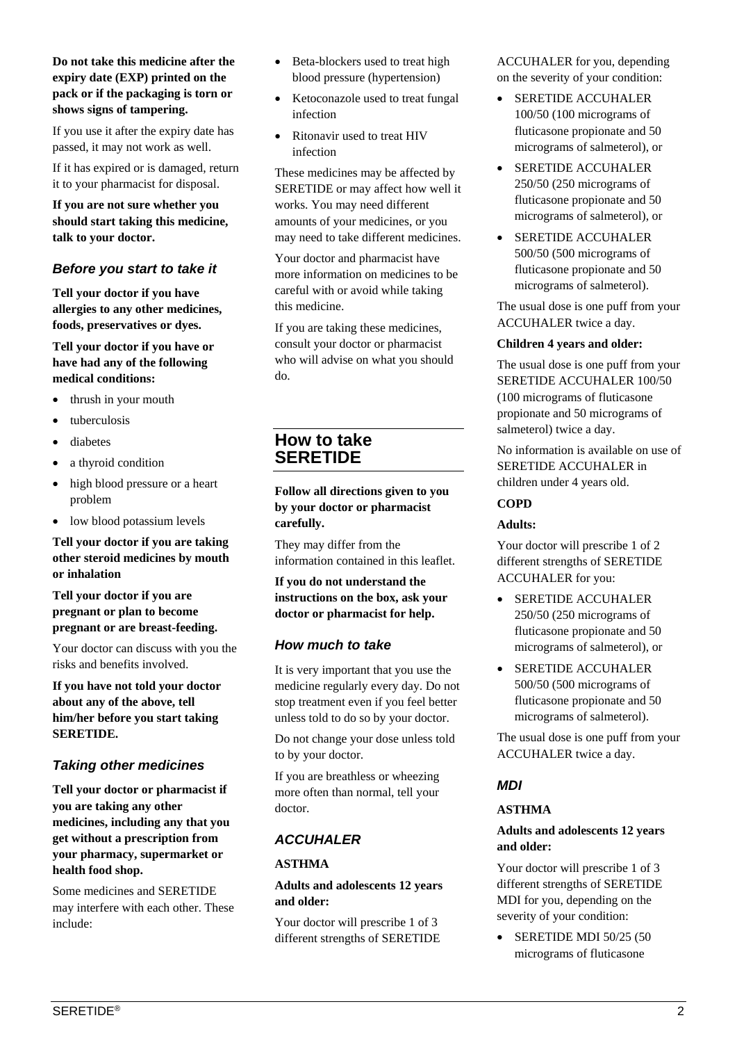**Do not take this medicine after the expiry date (EXP) printed on the pack or if the packaging is torn or shows signs of tampering.**

If you use it after the expiry date has passed, it may not work as well.

If it has expired or is damaged, return it to your pharmacist for disposal.

**If you are not sure whether you should start taking this medicine, talk to your doctor.**

### *Before you start to take it*

**Tell your doctor if you have allergies to any other medicines, foods, preservatives or dyes.**

**Tell your doctor if you have or have had any of the following medical conditions:**

- thrush in your mouth
- tuberculosis
- diabetes
- a thyroid condition
- high blood pressure or a heart problem
- low blood potassium levels

**Tell your doctor if you are taking other steroid medicines by mouth or inhalation**

**Tell your doctor if you are pregnant or plan to become pregnant or are breast-feeding.**

Your doctor can discuss with you the risks and benefits involved.

**If you have not told your doctor about any of the above, tell him/her before you start taking SERETIDE.**

### *Taking other medicines*

**Tell your doctor or pharmacist if you are taking any other medicines, including any that you get without a prescription from your pharmacy, supermarket or health food shop.**

Some medicines and SERETIDE may interfere with each other. These include:

- Beta-blockers used to treat high blood pressure (hypertension)
- Ketoconazole used to treat fungal infection
- Ritonavir used to treat HIV infection

These medicines may be affected by SERETIDE or may affect how well it works. You may need different amounts of your medicines, or you may need to take different medicines.

Your doctor and pharmacist have more information on medicines to be careful with or avoid while taking this medicine.

If you are taking these medicines, consult your doctor or pharmacist who will advise on what you should do.

## How to take SERETIDE

**Follow all directions given to you by your doctor or pharmacist carefully.**

They may differ from the information contained in this leaflet.

**If you do not understand the instructions on the box, ask your doctor or pharmacist for help.**

### *How much to take*

It is very important that you use the medicine regularly every day. Do not stop treatment even if you feel better unless told to do so by your doctor.

Do not change your dose unless told to by your doctor.

If you are breathless or wheezing more often than normal, tell your doctor.

### *ACCUHALER*

**ASTHMA**

**Adults and adolescents 12 years and older:**

Your doctor will prescribe 1 of 3 different strengths of SERETIDE ACCUHALER for you, depending on the severity of your condition:

- SERETIDE ACCUHALER 100/50 (100 micrograms of fluticasone propionate and 50 micrograms of salmeterol), or
- SERETIDE ACCUHALER 250/50 (250 micrograms of fluticasone propionate and 50 micrograms of salmeterol), or
- SERETIDE ACCUHALER 500/50 (500 micrograms of fluticasone propionate and 50 micrograms of salmeterol).

The usual dose is one puff from your ACCUHALER twice a day.

**Children 4 years and older:**

The usual dose is one puff from your SERETIDE ACCUHALER 100/50 (100 micrograms of fluticasone propionate and 50 micrograms of salmeterol) twice a day.

No information is available on use of SERETIDE ACCUHALER in children under 4 years old.

**COPD**

**Adults:**

Your doctor will prescribe 1 of 2 different strengths of SERETIDE ACCUHALER for you:

- SERETIDE ACCUHALER 250/50 (250 micrograms of fluticasone propionate and 50 micrograms of salmeterol), or
- SERETIDE ACCUHALER 500/50 (500 micrograms of fluticasone propionate and 50 micrograms of salmeterol).

The usual dose is one puff from your ACCUHALER twice a day.

### *MDI*

**ASTHMA**

**Adults and adolescents 12 years and older:**

Your doctor will prescribe 1 of 3 different strengths of SERETIDE MDI for you, depending on the severity of your condition:

- SERETIDE MDI 50/25 (50 micrograms of fluticasone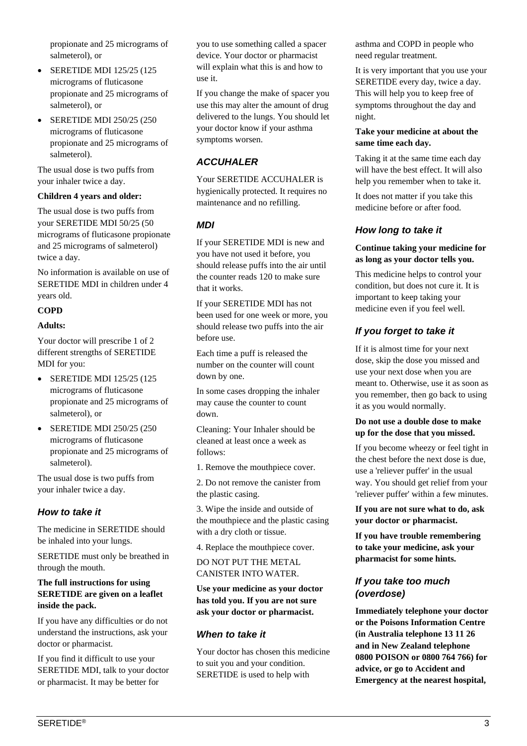propionate and 25 micrograms of salmeterol), or

- SERETIDE MDI 125/25 (125 micrograms of fluticasone propionate and 25 micrograms of salmeterol), or
- SERETIDE MDI 250/25 (250 micrograms of fluticasone propionate and 25 micrograms of salmeterol).

The usual dose is two puffs from your inhaler twice a day.

**Children 4 years and older:**

The usual dose is two puffs from your SERETIDE MDI 50/25 (50 micrograms of fluticasone propionate and 25 micrograms of salmeterol) twice a day.

No information is available on use of SERETIDE MDI in children under 4 years old.

**COPD**

**Adults:**

Your doctor will prescribe 1 of 2 different strengths of SERETIDE MDI for you:

- SERETIDE MDI 125/25 (125 micrograms of fluticasone propionate and 25 micrograms of salmeterol), or
- SERETIDE MDI 250/25 (250 micrograms of fluticasone propionate and 25 micrograms of salmeterol).

The usual dose is two puffs from your inhaler twice a day.

### *How to take it*

The medicine in SERETIDE should be inhaled into your lungs.

SERETIDE must only be breathed in through the mouth.

**The full instructions for using SERETIDE are given on a leaflet inside the pack.**

If you have any difficulties or do not understand the instructions, ask your doctor or pharmacist.

If you find it difficult to use your SERETIDE MDI, talk to your doctor or pharmacist. It may be better for you to use something called a spacer device. Your doctor or pharmacist will explain what this is and how to use it.

If you change the make of spacer you use this may alter the amount of drug delivered to the lungs. You should let your doctor know if your asthma symptoms worsen.

### *ACCUHALER*

Your SERETIDE ACCUHALER is hygienically protected. It requires no maintenance and no refilling.

### *MDI*

If your SERETIDE MDI is new and you have not used it before, you should release puffs into the air until the counter reads 120 to make sure that it works.

If your SERETIDE MDI has not been used for one week or more, you should release two puffs into the air before use.

Each time a puff is released the number on the counter will count down by one.

In some cases dropping the inhaler may cause the counter to count down.

Cleaning: Your Inhaler should be cleaned at least once a week as follows:

1. Remove the mouthpiece cover.

2. Do not remove the canister from the plastic casing.

3. Wipe the inside and outside of the mouthpiece and the plastic casing with a dry cloth or tissue.

4. Replace the mouthpiece cover.

DO NOT PUT THE METAL CANISTER INTO WATER.

**Use your medicine as your doctor has told you. If you are not sure ask your doctor or pharmacist.**

### *When to take it*

Your doctor has chosen this medicine to suit you and your condition. SERETIDE is used to help with asthma and COPD in people who need regular treatment.

It is very important that you use your SERETIDE every day, twice a day. This will help you to keep free of symptoms throughout the day and night.

**Take your medicine at about the same time each day.**

Taking it at the same time each day will have the best effect. It will also help you remember when to take it.

It does not matter if you take this medicine before or after food.

### *How long to take it*

**Continue taking your medicine for as long as your doctor tells you.**

This medicine helps to control your condition, but does not cure it. It is important to keep taking your medicine even if you feel well.

### *If you forget to take it*

If it is almost time for your next dose, skip the dose you missed and use your next dose when you are meant to. Otherwise, use it as soon as you remember, then go back to using it as you would normally.

**Do not use a double dose to make up for the dose that you missed.**

If you become wheezy or feel tight in the chest before the next dose is due, use a 'reliever puffer' in the usual way. You should get relief from your 'reliever puffer' within a few minutes.

**If you are not sure what to do, ask your doctor or pharmacist.**

**If you have trouble remembering to take your medicine, ask your pharmacist for some hints.**

### *If you take too much (overdose)*

**Immediately telephone your doctor or the Poisons Information Centre (in Australia telephone 13 11 26 and in New Zealand telephone 0800 POISON or 0800 764 766) for advice, or go to Accident and Emergency at the nearest hospital,**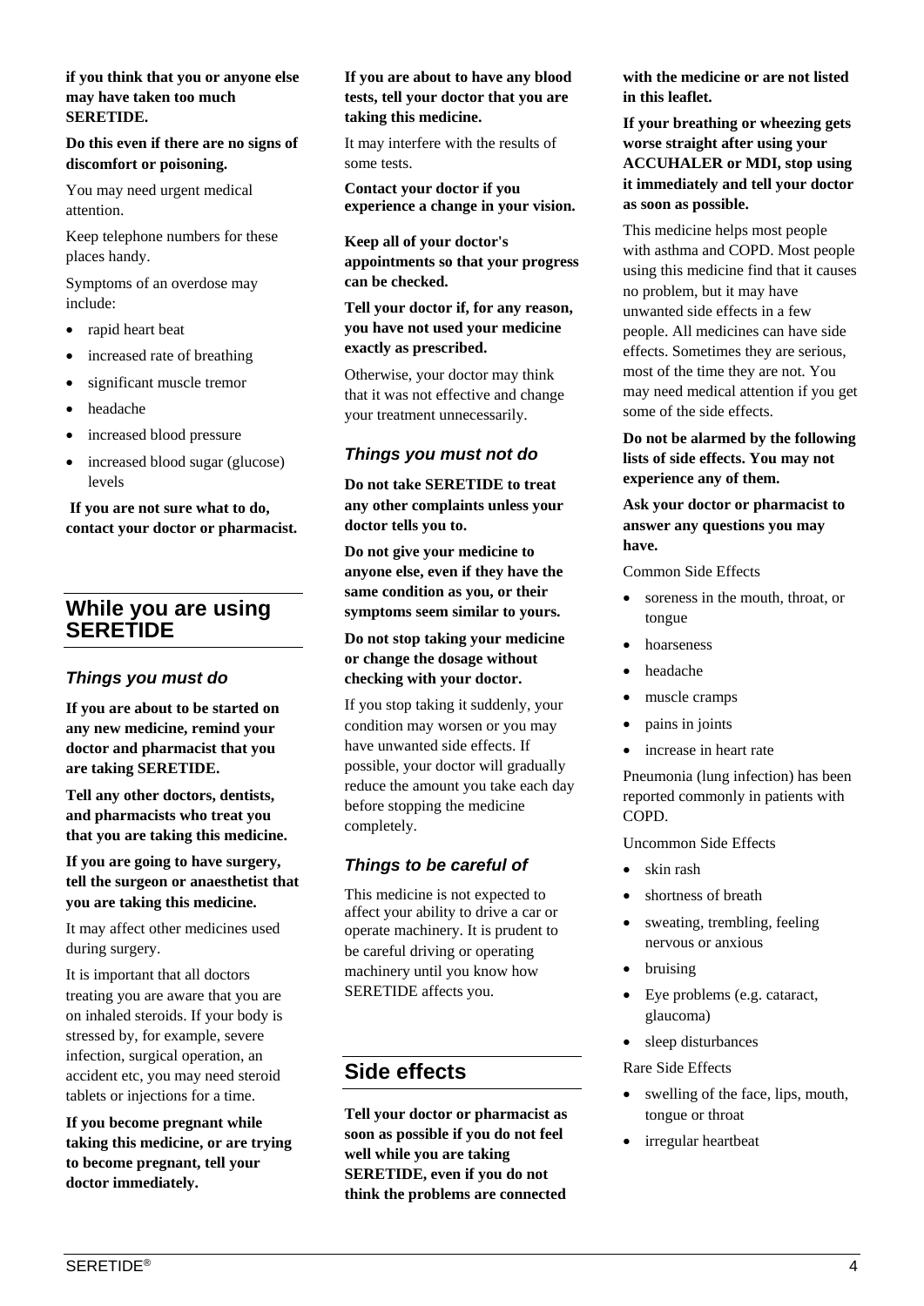**if you think that you or anyone else may have taken too much SERETIDE.**

**Do this even if there are no signs of discomfort or poisoning.**

You may need urgent medical attention.

Keep telephone numbers for these places handy.

Symptoms of an overdose may include:

- rapid heart beat
- increased rate of breathing
- significant muscle tremor
- headache
- increased blood pressure
- increased blood sugar (glucose) levels

**If you are not sure what to do, contact your doctor or pharmacist.**

## While you are using SERETIDE

### *Things you must do*

**If you are about to be started on any new medicine, remind your doctor and pharmacist that you are taking SERETIDE.**

**Tell any other doctors, dentists, and pharmacists who treat you that you are taking this medicine.**

**If you are going to have surgery, tell the surgeon or anaesthetist that you are taking this medicine.**

It may affect other medicines used during surgery.

It is important that all doctors treating you are aware that you are on inhaled steroids. If your body is stressed by, for example, severe infection, surgical operation, an accident etc, you may need steroid tablets or injections for a time.

**If you become pregnant while taking this medicine, or are trying to become pregnant, tell your doctor immediately.**

**If you are about to have any blood tests, tell your doctor that you are taking this medicine.**

It may interfere with the results of some tests.

**Contact your doctor if you experience a change in your vision.**

**Keep all of your doctor's appointments so that your progress can be checked.**

**Tell your doctor if, for any reason, you have not used your medicine exactly as prescribed.**

Otherwise, your doctor may think that it was not effective and change your treatment unnecessarily.

### *Things you must not do*

**Do not take SERETIDE to treat any other complaints unless your doctor tells you to.**

**Do not give your medicine to anyone else, even if they have the same condition as you, or their symptoms seem similar to yours.**

**Do not stop taking your medicine or change the dosage without checking with your doctor.**

If you stop taking it suddenly, your condition may worsen or you may have unwanted side effects. If possible, your doctor will gradually reduce the amount you take each day before stopping the medicine completely.

### *Things to be careful of*

This medicine is not expected to affect your ability to drive a car or operate machinery. It is prudent to be careful driving or operating machinery until you know how SERETIDE affects you.

## Side effects

**Tell your doctor or pharmacist as soon as possible if you do not feel well while you are taking SERETIDE, even if you do not think the problems are connected with the medicine or are not listed in this leaflet.**

**If your breathing or wheezing gets worse straight after using your ACCUHALER or MDI, stop using it immediately and tell your doctor as soon as possible.**

This medicine helps most people with asthma and COPD. Most people using this medicine find that it causes no problem, but it may have unwanted side effects in a few people. All medicines can have side effects. Sometimes they are serious, most of the time they are not. You may need medical attention if you get some of the side effects.

**Do not be alarmed by the following lists of side effects. You may not experience any of them.**

**Ask your doctor or pharmacist to answer any questions you may have.**

Common Side Effects

- soreness in the mouth, throat, or tongue
- hoarseness
- headache
- muscle cramps
- pains in joints
- increase in heart rate

Pneumonia (lung infection) has been reported commonly in patients with COPD.

Uncommon Side Effects

- skin rash
- shortness of breath
- sweating, trembling, feeling nervous or anxious
- bruising
- Eye problems (e.g. cataract, glaucoma)
- sleep disturbances

Rare Side Effects

- swelling of the face, lips, mouth, tongue or throat
- irregular heartbeat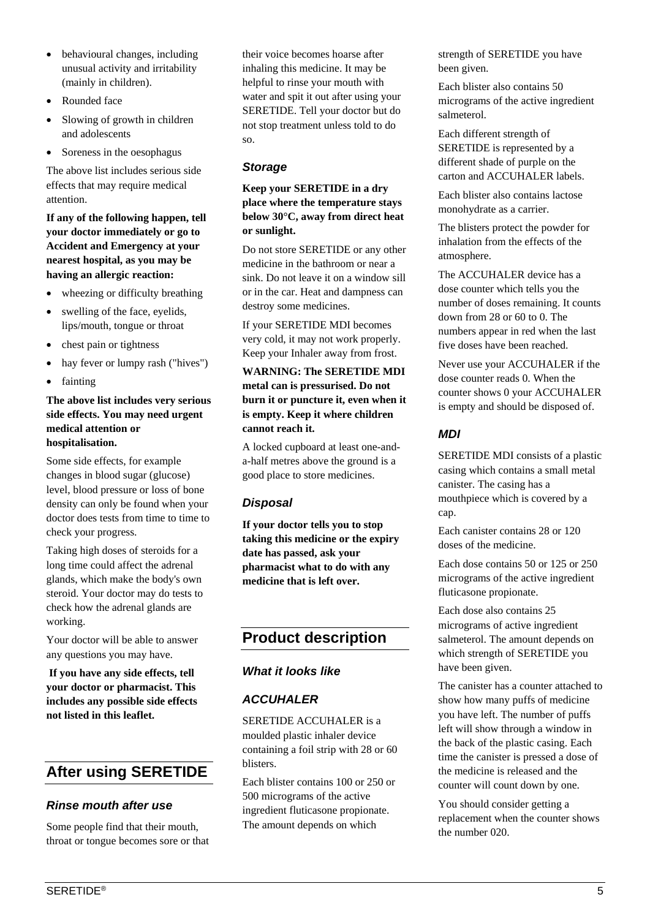- behavioural changes, including unusual activity and irritability (mainly in children).
- Rounded face
- Slowing of growth in children and adolescents
- Soreness in the oesophagus

The above list includes serious side effects that may require medical attention.

**If any of the following happen, tell your doctor immediately or go to Accident and Emergency at your nearest hospital, as you may be having an allergic reaction:**

- wheezing or difficulty breathing
- swelling of the face, eyelids, lips/mouth, tongue or throat
- chest pain or tightness
- hay fever or lumpy rash ("hives")
- fainting

**The above list includes very serious side effects. You may need urgent medical attention or hospitalisation.**

Some side effects, for example changes in blood sugar (glucose) level, blood pressure or loss of bone density can only be found when your doctor does tests from time to time to check your progress.

Taking high doses of steroids for a long time could affect the adrenal glands, which make the body's own steroid. Your doctor may do tests to check how the adrenal glands are working.

Your doctor will be able to answer any questions you may have.

**If you have any side effects, tell your doctor or pharmacist. This includes any possible side effects not listed in this leaflet.**

## After using SERETIDE

### *Rinse mouth after use*

Some people find that their mouth, throat or tongue becomes sore or that their voice becomes hoarse after inhaling this medicine. It may be helpful to rinse your mouth with water and spit it out after using your SERETIDE. Tell your doctor but do not stop treatment unless told to do so.

### *Storage*

**Keep your SERETIDE in a dry place where the temperature stays below 30°C, away from direct heat or sunlight.**

Do not store SERETIDE or any other medicine in the bathroom or near a sink. Do not leave it on a window sill or in the car. Heat and dampness can destroy some medicines.

If your SERETIDE MDI becomes very cold, it may not work properly. Keep your Inhaler away from frost.

**WARNING: The SERETIDE MDI metal can is pressurised. Do not burn it or puncture it, even when it is empty. Keep it where children cannot reach it.**

A locked cupboard at least one-and-a-half metres above the ground is a good place to store medicines.

### *Disposal*

**If your doctor tells you to stop taking this medicine or the expiry date has passed, ask your pharmacist what to do with any medicine that is left over.**

## Product description

### *What it looks like*

### *ACCUHALER*

SERETIDE ACCUHALER is a moulded plastic inhaler device containing a foil strip with 28 or 60 blisters.

Each blister contains 100 or 250 or 500 micrograms of the active ingredient fluticasone propionate. The amount depends on which strength of SERETIDE you have been given.

Each blister also contains 50 micrograms of the active ingredient salmeterol.

Each different strength of SERETIDE is represented by a different shade of purple on the carton and ACCUHALER labels.

Each blister also contains lactose monohydrate as a carrier.

The blisters protect the powder for inhalation from the effects of the atmosphere.

The ACCUHALER device has a dose counter which tells you the number of doses remaining. It counts down from 28 or 60 to 0. The numbers appear in red when the last five doses have been reached.

Never use your ACCUHALER if the dose counter reads 0. When the counter shows 0 your ACCUHALER is empty and should be disposed of.

### *MDI*

SERETIDE MDI consists of a plastic casing which contains a small metal canister. The casing has a mouthpiece which is covered by a cap.

Each canister contains 28 or 120 doses of the medicine.

Each dose contains 50 or 125 or 250 micrograms of the active ingredient fluticasone propionate.

Each dose also contains 25 micrograms of active ingredient salmeterol. The amount depends on which strength of SERETIDE you have been given.

The canister has a counter attached to show how many puffs of medicine you have left. The number of puffs left will show through a window in the back of the plastic casing. Each time the canister is pressed a dose of the medicine is released and the counter will count down by one.

You should consider getting a replacement when the counter shows the number 020.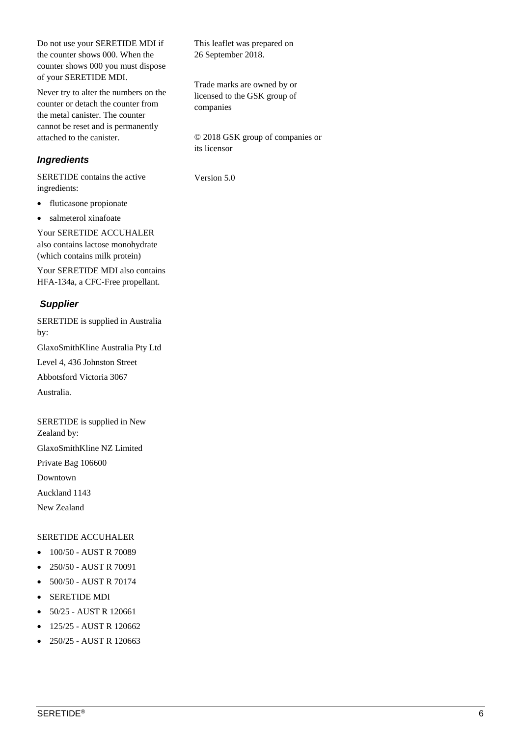Do not use your SERETIDE MDI if the counter shows 000. When the counter shows 000 you must dispose of your SERETIDE MDI.

Never try to alter the numbers on the counter or detach the counter from the metal canister. The counter cannot be reset and is permanently attached to the canister.

### *Ingredients*

SERETIDE contains the active ingredients:

- fluticasone propionate
- salmeterol xinafoate

Your SERETIDE ACCUHALER also contains lactose monohydrate (which contains milk protein)

Your SERETIDE MDI also contains HFA-134a, a CFC-Free propellant.

### *Supplier*

SERETIDE is supplied in Australia by:

GlaxoSmithKline Australia Pty Ltd

Level 4, 436 Johnston Street

Abbotsford Victoria 3067

Australia.

SERETIDE is supplied in New Zealand by:

GlaxoSmithKline NZ Limited

Private Bag 106600

Downtown

Auckland 1143

New Zealand

SERETIDE ACCUHALER

- 100/50 - AUST R 70089
- 250/50 - AUST R 70091
- 500/50 - AUST R 70174
- SERETIDE MDI
- 50/25 - AUST R 120661
- 125/25 - AUST R 120662
- 250/25 - AUST R 120663

This leaflet was prepared on 26 September 2018.

Trade marks are owned by or licensed to the GSK group of companies

© 2018 GSK group of companies or its licensor

Version 5.0